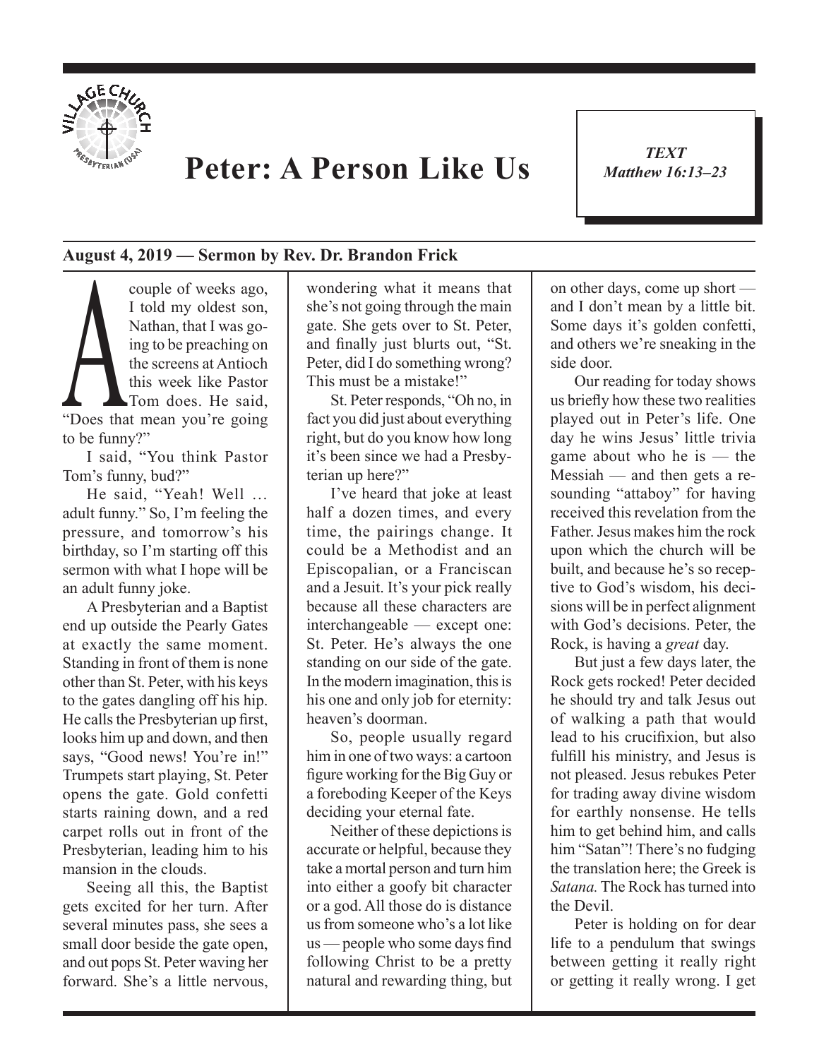# Peter: A Person Like Us

*TEXT*
*Matthew 16:13–23*

**August 4, 2019 — Sermon by Rev. Dr. Brandon Frick**

A couple of weeks ago, I told my oldest son, Nathan, that I was going to be preaching on the screens at Antioch this week like Pastor Tom does. He said, "Does that mean you're going to be funny?"

I said, "You think Pastor Tom's funny, bud?"

He said, "Yeah! Well … adult funny." So, I'm feeling the pressure, and tomorrow's his birthday, so I'm starting off this sermon with what I hope will be an adult funny joke.

A Presbyterian and a Baptist end up outside the Pearly Gates at exactly the same moment. Standing in front of them is none other than St. Peter, with his keys to the gates dangling off his hip. He calls the Presbyterian up first, looks him up and down, and then says, "Good news! You're in!" Trumpets start playing, St. Peter opens the gate. Gold confetti starts raining down, and a red carpet rolls out in front of the Presbyterian, leading him to his mansion in the clouds.

Seeing all this, the Baptist gets excited for her turn. After several minutes pass, she sees a small door beside the gate open, and out pops St. Peter waving her forward. She's a little nervous, wondering what it means that she's not going through the main gate. She gets over to St. Peter, and finally just blurts out, "St. Peter, did I do something wrong? This must be a mistake!"

St. Peter responds, "Oh no, in fact you did just about everything right, but do you know how long it's been since we had a Presbyterian up here?"

I've heard that joke at least half a dozen times, and every time, the pairings change. It could be a Methodist and an Episcopalian, or a Franciscan and a Jesuit. It's your pick really because all these characters are interchangeable — except one: St. Peter. He's always the one standing on our side of the gate. In the modern imagination, this is his one and only job for eternity: heaven's doorman.

So, people usually regard him in one of two ways: a cartoon figure working for the Big Guy or a foreboding Keeper of the Keys deciding your eternal fate.

Neither of these depictions is accurate or helpful, because they take a mortal person and turn him into either a goofy bit character or a god. All those do is distance us from someone who's a lot like us — people who some days find following Christ to be a pretty natural and rewarding thing, but on other days, come up short — and I don't mean by a little bit. Some days it's golden confetti, and others we're sneaking in the side door.

Our reading for today shows us briefly how these two realities played out in Peter's life. One day he wins Jesus' little trivia game about who he is — the Messiah — and then gets a resounding "attaboy" for having received this revelation from the Father. Jesus makes him the rock upon which the church will be built, and because he's so receptive to God's wisdom, his decisions will be in perfect alignment with God's decisions. Peter, the Rock, is having a *great* day.

But just a few days later, the Rock gets rocked! Peter decided he should try and talk Jesus out of walking a path that would lead to his crucifixion, but also fulfill his ministry, and Jesus is not pleased. Jesus rebukes Peter for trading away divine wisdom for earthly nonsense. He tells him to get behind him, and calls him "Satan"! There's no fudging the translation here; the Greek is *Satana.* The Rock has turned into the Devil.

Peter is holding on for dear life to a pendulum that swings between getting it really right or getting it really wrong. I get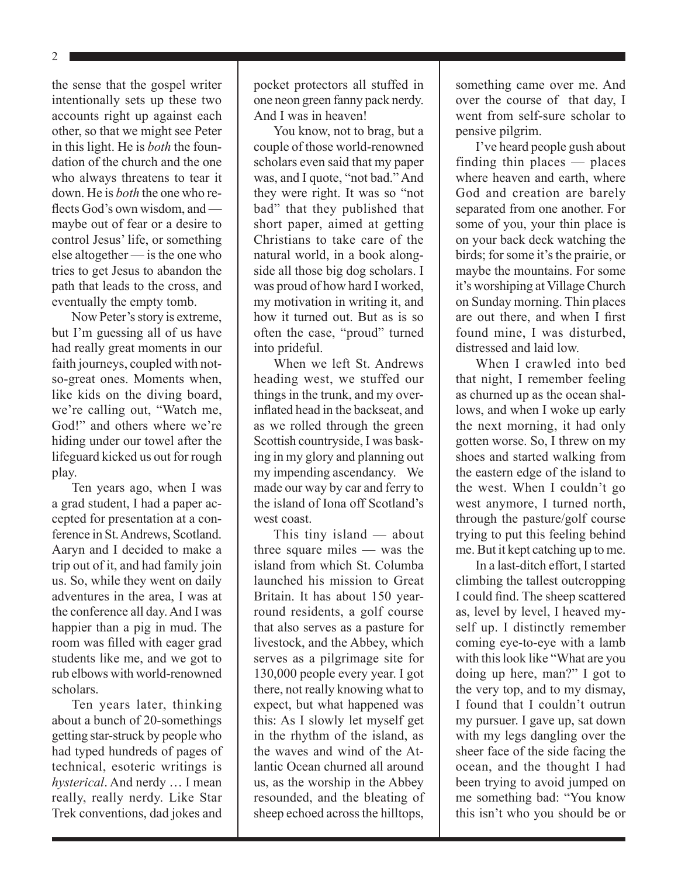the sense that the gospel writer intentionally sets up these two accounts right up against each other, so that we might see Peter in this light. He is *both* the foundation of the church and the one who always threatens to tear it down. He is *both* the one who reflects God's own wisdom, and — maybe out of fear or a desire to control Jesus' life, or something else altogether — is the one who tries to get Jesus to abandon the path that leads to the cross, and eventually the empty tomb.

Now Peter's story is extreme, but I'm guessing all of us have had really great moments in our faith journeys, coupled with not-so-great ones. Moments when, like kids on the diving board, we're calling out, "Watch me, God!" and others where we're hiding under our towel after the lifeguard kicked us out for rough play.

Ten years ago, when I was a grad student, I had a paper accepted for presentation at a conference in St. Andrews, Scotland. Aaryn and I decided to make a trip out of it, and had family join us. So, while they went on daily adventures in the area, I was at the conference all day. And I was happier than a pig in mud. The room was filled with eager grad students like me, and we got to rub elbows with world-renowned scholars.

Ten years later, thinking about a bunch of 20-somethings getting star-struck by people who had typed hundreds of pages of technical, esoteric writings is *hysterical*. And nerdy … I mean really, really nerdy. Like Star Trek conventions, dad jokes and pocket protectors all stuffed in one neon green fanny pack nerdy. And I was in heaven!

You know, not to brag, but a couple of those world-renowned scholars even said that my paper was, and I quote, "not bad." And they were right. It was so "not bad" that they published that short paper, aimed at getting Christians to take care of the natural world, in a book alongside all those big dog scholars. I was proud of how hard I worked, my motivation in writing it, and how it turned out. But as is so often the case, "proud" turned into prideful.

When we left St. Andrews heading west, we stuffed our things in the trunk, and my over-inflated head in the backseat, and as we rolled through the green Scottish countryside, I was basking in my glory and planning out my impending ascendancy. We made our way by car and ferry to the island of Iona off Scotland's west coast.

This tiny island — about three square miles — was the island from which St. Columba launched his mission to Great Britain. It has about 150 year-round residents, a golf course that also serves as a pasture for livestock, and the Abbey, which serves as a pilgrimage site for 130,000 people every year. I got there, not really knowing what to expect, but what happened was this: As I slowly let myself get in the rhythm of the island, as the waves and wind of the Atlantic Ocean churned all around us, as the worship in the Abbey resounded, and the bleating of sheep echoed across the hilltops, something came over me. And over the course of that day, I went from self-sure scholar to pensive pilgrim.

I've heard people gush about finding thin places — places where heaven and earth, where God and creation are barely separated from one another. For some of you, your thin place is on your back deck watching the birds; for some it's the prairie, or maybe the mountains. For some it's worshiping at Village Church on Sunday morning. Thin places are out there, and when I first found mine, I was disturbed, distressed and laid low.

When I crawled into bed that night, I remember feeling as churned up as the ocean shallows, and when I woke up early the next morning, it had only gotten worse. So, I threw on my shoes and started walking from the eastern edge of the island to the west. When I couldn't go west anymore, I turned north, through the pasture/golf course trying to put this feeling behind me. But it kept catching up to me.

In a last-ditch effort, I started climbing the tallest outcropping I could find. The sheep scattered as, level by level, I heaved myself up. I distinctly remember coming eye-to-eye with a lamb with this look like "What are you doing up here, man?" I got to the very top, and to my dismay, I found that I couldn't outrun my pursuer. I gave up, sat down with my legs dangling over the sheer face of the side facing the ocean, and the thought I had been trying to avoid jumped on me something bad: "You know this isn't who you should be or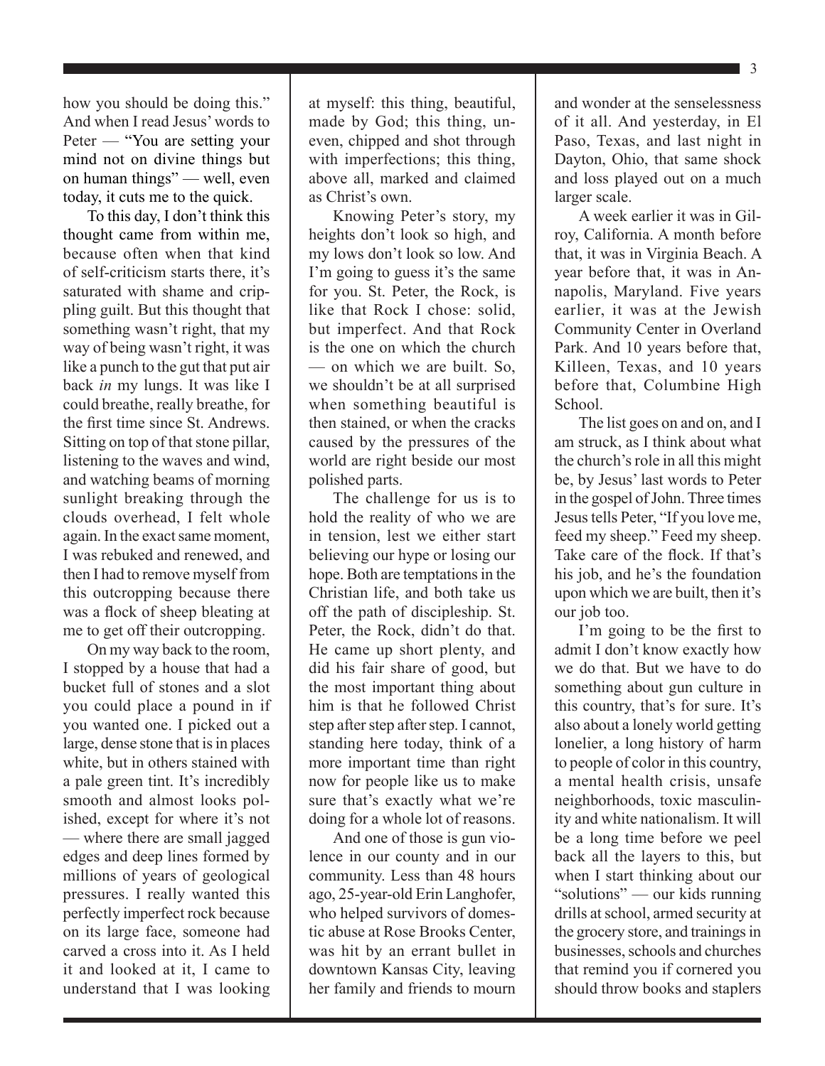how you should be doing this." And when I read Jesus' words to Peter — "You are setting your mind not on divine things but on human things" — well, even today, it cuts me to the quick.

To this day, I don't think this thought came from within me, because often when that kind of self-criticism starts there, it's saturated with shame and crippling guilt. But this thought that something wasn't right, that my way of being wasn't right, it was like a punch to the gut that put air back *in* my lungs. It was like I could breathe, really breathe, for the first time since St. Andrews. Sitting on top of that stone pillar, listening to the waves and wind, and watching beams of morning sunlight breaking through the clouds overhead, I felt whole again. In the exact same moment, I was rebuked and renewed, and then I had to remove myself from this outcropping because there was a flock of sheep bleating at me to get off their outcropping.

On my way back to the room, I stopped by a house that had a bucket full of stones and a slot you could place a pound in if you wanted one. I picked out a large, dense stone that is in places white, but in others stained with a pale green tint. It's incredibly smooth and almost looks polished, except for where it's not — where there are small jagged edges and deep lines formed by millions of years of geological pressures. I really wanted this perfectly imperfect rock because on its large face, someone had carved a cross into it. As I held it and looked at it, I came to understand that I was looking at myself: this thing, beautiful, made by God; this thing, uneven, chipped and shot through with imperfections; this thing, above all, marked and claimed as Christ's own.

Knowing Peter's story, my heights don't look so high, and my lows don't look so low. And I'm going to guess it's the same for you. St. Peter, the Rock, is like that Rock I chose: solid, but imperfect. And that Rock is the one on which the church — on which we are built. So, we shouldn't be at all surprised when something beautiful is then stained, or when the cracks caused by the pressures of the world are right beside our most polished parts.

The challenge for us is to hold the reality of who we are in tension, lest we either start believing our hype or losing our hope. Both are temptations in the Christian life, and both take us off the path of discipleship. St. Peter, the Rock, didn't do that. He came up short plenty, and did his fair share of good, but the most important thing about him is that he followed Christ step after step after step. I cannot, standing here today, think of a more important time than right now for people like us to make sure that's exactly what we're doing for a whole lot of reasons.

And one of those is gun violence in our county and in our community. Less than 48 hours ago, 25-year-old Erin Langhofer, who helped survivors of domestic abuse at Rose Brooks Center, was hit by an errant bullet in downtown Kansas City, leaving her family and friends to mourn and wonder at the senselessness of it all. And yesterday, in El Paso, Texas, and last night in Dayton, Ohio, that same shock and loss played out on a much larger scale.

A week earlier it was in Gilroy, California. A month before that, it was in Virginia Beach. A year before that, it was in Annapolis, Maryland. Five years earlier, it was at the Jewish Community Center in Overland Park. And 10 years before that, Killeen, Texas, and 10 years before that, Columbine High School.

The list goes on and on, and I am struck, as I think about what the church's role in all this might be, by Jesus' last words to Peter in the gospel of John. Three times Jesus tells Peter, "If you love me, feed my sheep." Feed my sheep. Take care of the flock. If that's his job, and he's the foundation upon which we are built, then it's our job too.

I'm going to be the first to admit I don't know exactly how we do that. But we have to do something about gun culture in this country, that's for sure. It's also about a lonely world getting lonelier, a long history of harm to people of color in this country, a mental health crisis, unsafe neighborhoods, toxic masculinity and white nationalism. It will be a long time before we peel back all the layers to this, but when I start thinking about our "solutions" — our kids running drills at school, armed security at the grocery store, and trainings in businesses, schools and churches that remind you if cornered you should throw books and staplers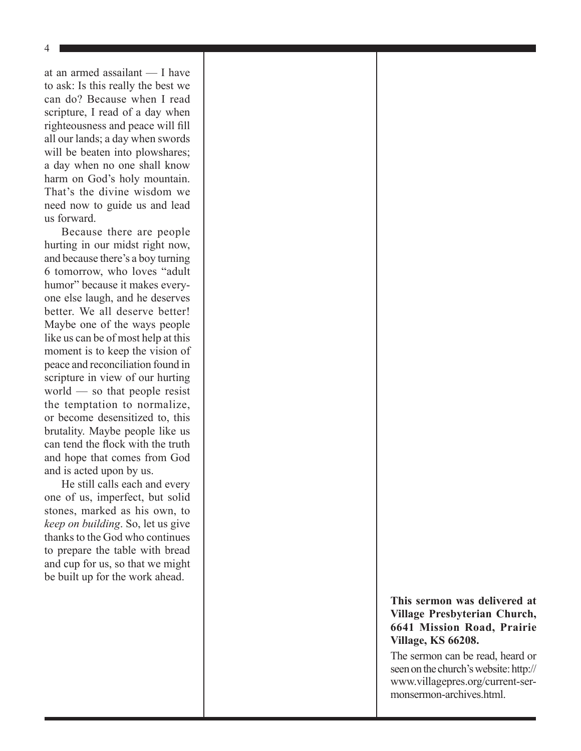at an armed assailant — I have to ask: Is this really the best we can do? Because when I read scripture, I read of a day when righteousness and peace will fill all our lands; a day when swords will be beaten into plowshares; a day when no one shall know harm on God's holy mountain. That's the divine wisdom we need now to guide us and lead us forward.

Because there are people hurting in our midst right now, and because there's a boy turning 6 tomorrow, who loves "adult humor" because it makes everyone else laugh, and he deserves better. We all deserve better! Maybe one of the ways people like us can be of most help at this moment is to keep the vision of peace and reconciliation found in scripture in view of our hurting world — so that people resist the temptation to normalize, or become desensitized to, this brutality. Maybe people like us can tend the flock with the truth and hope that comes from God and is acted upon by us.

He still calls each and every one of us, imperfect, but solid stones, marked as his own, to *keep on building*. So, let us give thanks to the God who continues to prepare the table with bread and cup for us, so that we might be built up for the work ahead.

**This sermon was delivered at Village Presbyterian Church, 6641 Mission Road, Prairie Village, KS 66208.**

The sermon can be read, heard or seen on the church's website: http://www.villagepres.org/current-sermonsermon-archives.html.